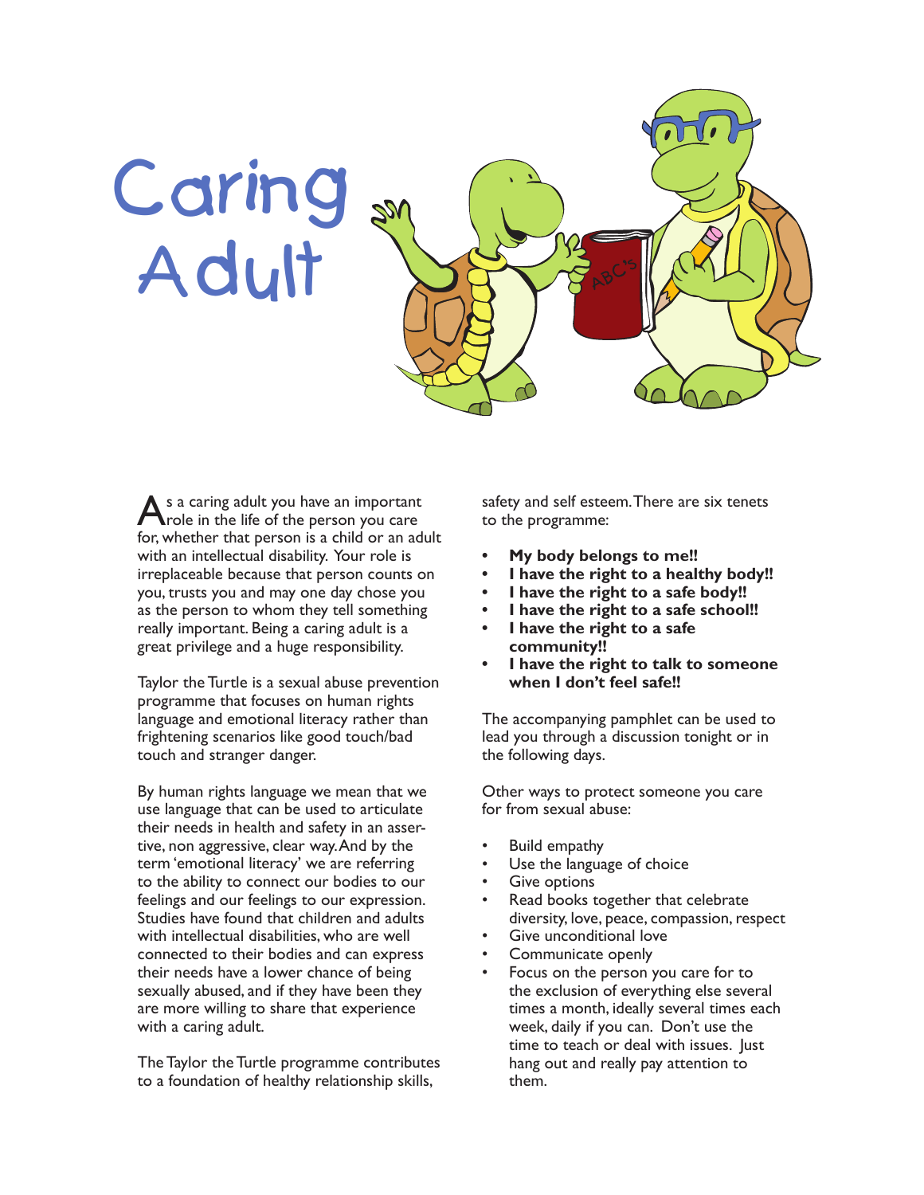# Caring Adult

As a caring adult you have an important role in the life of the person you care for, whether that person is a child or an adult with an intellectual disability. Your role is irreplaceable because that person counts on you, trusts you and may one day chose you as the person to whom they tell something really important. Being a caring adult is a great privilege and a huge responsibility.

Taylor the Turtle is a sexual abuse prevention programme that focuses on human rights language and emotional literacy rather than frightening scenarios like good touch/bad touch and stranger danger.

By human rights language we mean that we use language that can be used to articulate their needs in health and safety in an assertive, non aggressive, clear way. And by the term 'emotional literacy' we are referring to the ability to connect our bodies to our feelings and our feelings to our expression. Studies have found that children and adults with intellectual disabilities, who are well connected to their bodies and can express their needs have a lower chance of being sexually abused, and if they have been they are more willing to share that experience with a caring adult.

The Taylor the Turtle programme contributes to a foundation of healthy relationship skills, safety and self esteem. There are six tenets to the programme:

- **My body belongs to me!!**
- **I have the right to a healthy body!!**
- **I have the right to a safe body!!**
- **I have the right to a safe school!!**
- **I have the right to a safe community!!**
- **I have the right to talk to someone when I don't feel safe!!**

The accompanying pamphlet can be used to lead you through a discussion tonight or in the following days.

Other ways to protect someone you care for from sexual abuse:

- Build empathy
- Use the language of choice
- Give options
- Read books together that celebrate diversity, love, peace, compassion, respect
- Give unconditional love
- Communicate openly
- Focus on the person you care for to the exclusion of everything else several times a month, ideally several times each week, daily if you can. Don't use the time to teach or deal with issues. Just hang out and really pay attention to them.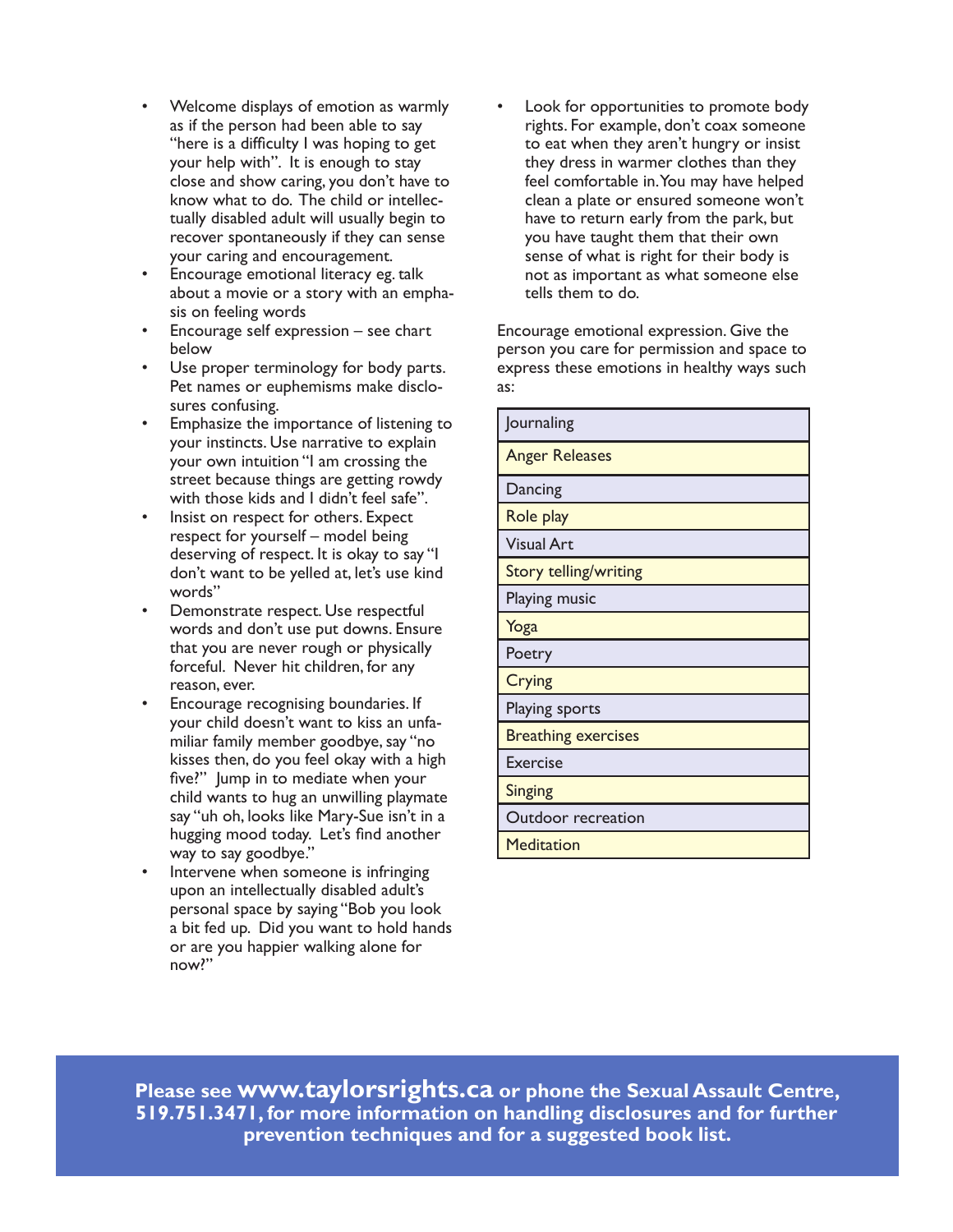- Welcome displays of emotion as warmly as if the person had been able to say "here is a difficulty I was hoping to get your help with". It is enough to stay close and show caring, you don't have to know what to do. The child or intellectually disabled adult will usually begin to recover spontaneously if they can sense your caring and encouragement.
- Encourage emotional literacy eg. talk about a movie or a story with an emphasis on feeling words
- Encourage self expression – see chart below
- Use proper terminology for body parts. Pet names or euphemisms make disclosures confusing.
- Emphasize the importance of listening to your instincts. Use narrative to explain your own intuition "I am crossing the street because things are getting rowdy with those kids and I didn't feel safe".
- Insist on respect for others. Expect respect for yourself – model being deserving of respect. It is okay to say "I don't want to be yelled at, let's use kind words"
- Demonstrate respect. Use respectful words and don't use put downs. Ensure that you are never rough or physically forceful. Never hit children, for any reason, ever.
- Encourage recognising boundaries. If your child doesn't want to kiss an unfamiliar family member goodbye, say "no kisses then, do you feel okay with a high five?" Jump in to mediate when your child wants to hug an unwilling playmate say "uh oh, looks like Mary-Sue isn't in a hugging mood today. Let's find another way to say goodbye."
- Intervene when someone is infringing upon an intellectually disabled adult's personal space by saying "Bob you look a bit fed up. Did you want to hold hands or are you happier walking alone for now?"
- Look for opportunities to promote body rights. For example, don't coax someone to eat when they aren't hungry or insist they dress in warmer clothes than they feel comfortable in. You may have helped clean a plate or ensured someone won't have to return early from the park, but you have taught them that their own sense of what is right for their body is not as important as what someone else tells them to do.

Encourage emotional expression. Give the person you care for permission and space to express these emotions in healthy ways such as:

| |
|---|
| Journaling |
| Anger Releases |
| Dancing |
| Role play |
| Visual Art |
| Story telling/writing |
| Playing music |
| Yoga |
| Poetry |
| Crying |
| Playing sports |
| Breathing exercises |
| Exercise |
| Singing |
| Outdoor recreation |
| Meditation |

**Please see www.taylorsrights.ca or phone the Sexual Assault Centre, 519.751.3471, for more information on handling disclosures and for further prevention techniques and for a suggested book list.**